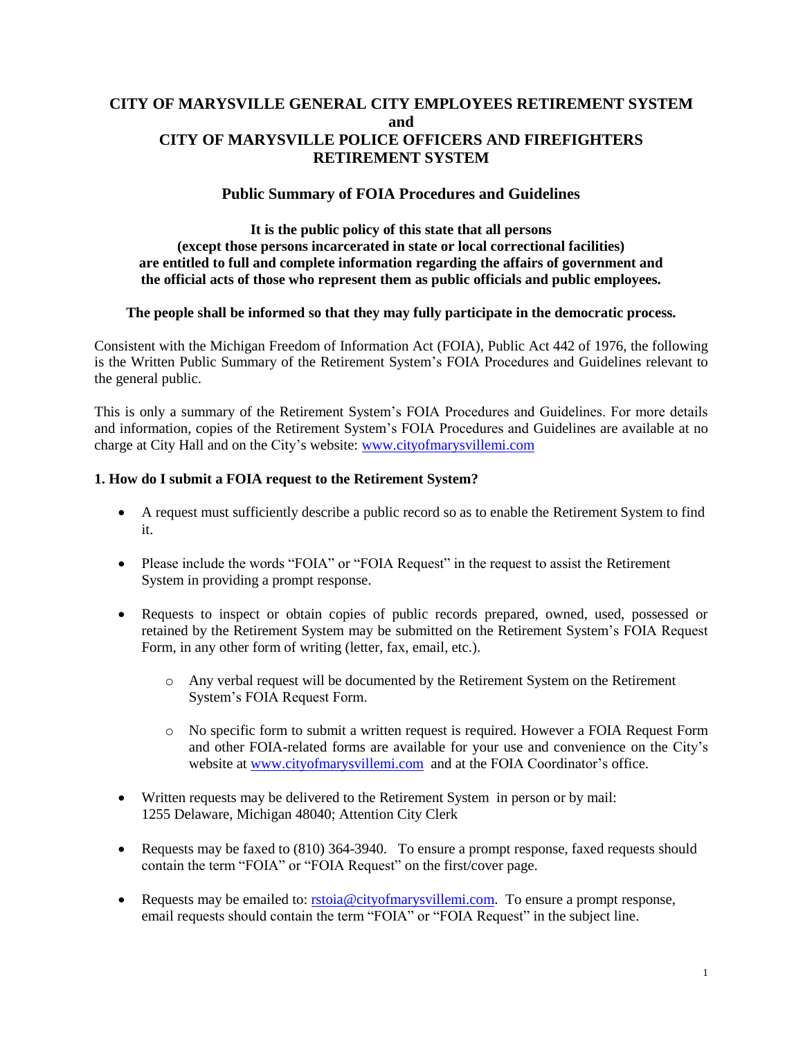# CITY OF MARYSVILLE GENERAL CITY EMPLOYEES RETIREMENT SYSTEM and CITY OF MARYSVILLE POLICE OFFICERS AND FIREFIGHTERS RETIREMENT SYSTEM

## Public Summary of FOIA Procedures and Guidelines

**It is the public policy of this state that all persons (except those persons incarcerated in state or local correctional facilities) are entitled to full and complete information regarding the affairs of government and the official acts of those who represent them as public officials and public employees.**

**The people shall be informed so that they may fully participate in the democratic process.**

Consistent with the Michigan Freedom of Information Act (FOIA), Public Act 442 of 1976, the following is the Written Public Summary of the Retirement System's FOIA Procedures and Guidelines relevant to the general public.

This is only a summary of the Retirement System's FOIA Procedures and Guidelines. For more details and information, copies of the Retirement System's FOIA Procedures and Guidelines are available at no charge at City Hall and on the City's website: www.cityofmarysvillemi.com

### 1. How do I submit a FOIA request to the Retirement System?

- A request must sufficiently describe a public record so as to enable the Retirement System to find it.
- Please include the words "FOIA" or "FOIA Request" in the request to assist the Retirement System in providing a prompt response.
- Requests to inspect or obtain copies of public records prepared, owned, used, possessed or retained by the Retirement System may be submitted on the Retirement System's FOIA Request Form, in any other form of writing (letter, fax, email, etc.).
  - Any verbal request will be documented by the Retirement System on the Retirement System's FOIA Request Form.
  - No specific form to submit a written request is required. However a FOIA Request Form and other FOIA-related forms are available for your use and convenience on the City's website at www.cityofmarysvillemi.com and at the FOIA Coordinator's office.
- Written requests may be delivered to the Retirement System in person or by mail: 1255 Delaware, Michigan 48040; Attention City Clerk
- Requests may be faxed to (810) 364-3940. To ensure a prompt response, faxed requests should contain the term "FOIA" or "FOIA Request" on the first/cover page.
- Requests may be emailed to: rstoia@cityofmarysvillemi.com. To ensure a prompt response, email requests should contain the term "FOIA" or "FOIA Request" in the subject line.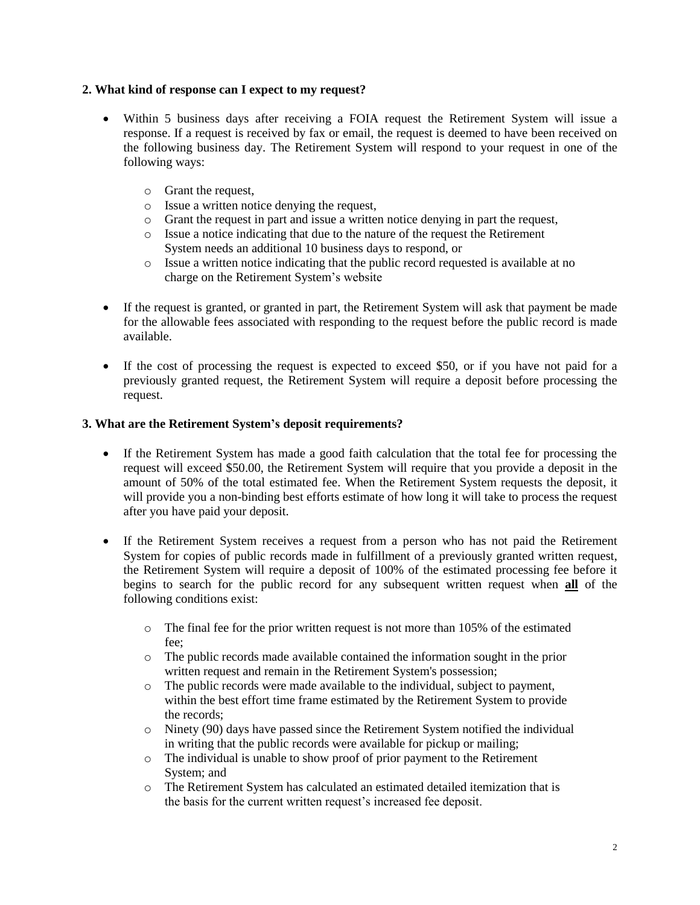### 2. What kind of response can I expect to my request?

- Within 5 business days after receiving a FOIA request the Retirement System will issue a response. If a request is received by fax or email, the request is deemed to have been received on the following business day. The Retirement System will respond to your request in one of the following ways:
  - Grant the request,
  - Issue a written notice denying the request,
  - Grant the request in part and issue a written notice denying in part the request,
  - Issue a notice indicating that due to the nature of the request the Retirement System needs an additional 10 business days to respond, or
  - Issue a written notice indicating that the public record requested is available at no charge on the Retirement System's website
- If the request is granted, or granted in part, the Retirement System will ask that payment be made for the allowable fees associated with responding to the request before the public record is made available.
- If the cost of processing the request is expected to exceed $50, or if you have not paid for a previously granted request, the Retirement System will require a deposit before processing the request.

### 3. What are the Retirement System's deposit requirements?

- If the Retirement System has made a good faith calculation that the total fee for processing the request will exceed $50.00, the Retirement System will require that you provide a deposit in the amount of 50% of the total estimated fee. When the Retirement System requests the deposit, it will provide you a non-binding best efforts estimate of how long it will take to process the request after you have paid your deposit.
- If the Retirement System receives a request from a person who has not paid the Retirement System for copies of public records made in fulfillment of a previously granted written request, the Retirement System will require a deposit of 100% of the estimated processing fee before it begins to search for the public record for any subsequent written request when **all** of the following conditions exist:
  - The final fee for the prior written request is not more than 105% of the estimated fee;
  - The public records made available contained the information sought in the prior written request and remain in the Retirement System's possession;
  - The public records were made available to the individual, subject to payment, within the best effort time frame estimated by the Retirement System to provide the records;
  - Ninety (90) days have passed since the Retirement System notified the individual in writing that the public records were available for pickup or mailing;
  - The individual is unable to show proof of prior payment to the Retirement System; and
  - The Retirement System has calculated an estimated detailed itemization that is the basis for the current written request's increased fee deposit.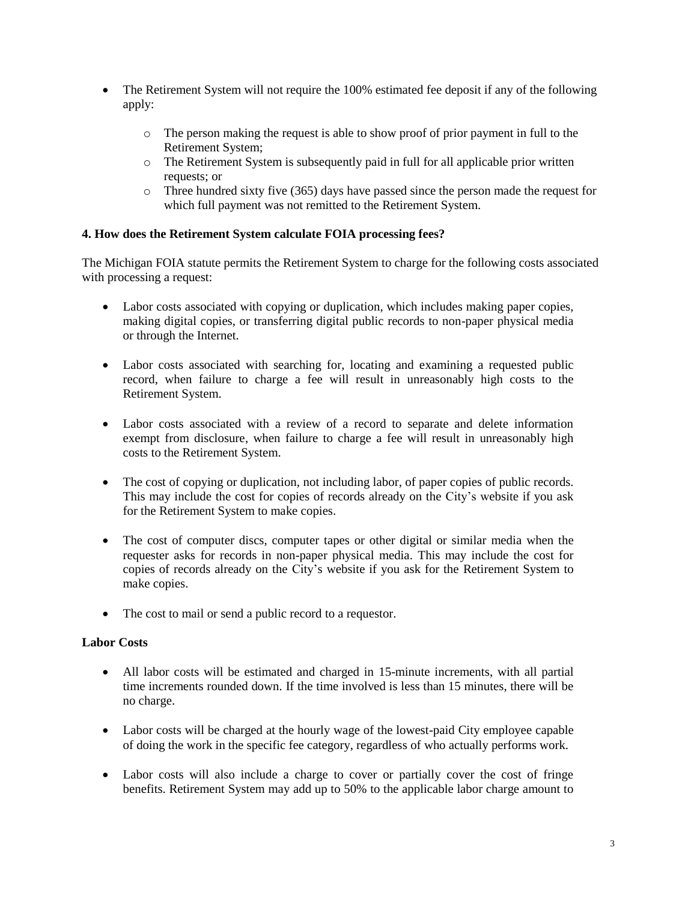- The Retirement System will not require the 100% estimated fee deposit if any of the following apply:
  - The person making the request is able to show proof of prior payment in full to the Retirement System;
  - The Retirement System is subsequently paid in full for all applicable prior written requests; or
  - Three hundred sixty five (365) days have passed since the person made the request for which full payment was not remitted to the Retirement System.

**4. How does the Retirement System calculate FOIA processing fees?**

The Michigan FOIA statute permits the Retirement System to charge for the following costs associated with processing a request:

- Labor costs associated with copying or duplication, which includes making paper copies, making digital copies, or transferring digital public records to non-paper physical media or through the Internet.
- Labor costs associated with searching for, locating and examining a requested public record, when failure to charge a fee will result in unreasonably high costs to the Retirement System.
- Labor costs associated with a review of a record to separate and delete information exempt from disclosure, when failure to charge a fee will result in unreasonably high costs to the Retirement System.
- The cost of copying or duplication, not including labor, of paper copies of public records. This may include the cost for copies of records already on the City's website if you ask for the Retirement System to make copies.
- The cost of computer discs, computer tapes or other digital or similar media when the requester asks for records in non-paper physical media. This may include the cost for copies of records already on the City's website if you ask for the Retirement System to make copies.
- The cost to mail or send a public record to a requestor.

**Labor Costs**

- All labor costs will be estimated and charged in 15-minute increments, with all partial time increments rounded down. If the time involved is less than 15 minutes, there will be no charge.
- Labor costs will be charged at the hourly wage of the lowest-paid City employee capable of doing the work in the specific fee category, regardless of who actually performs work.
- Labor costs will also include a charge to cover or partially cover the cost of fringe benefits. Retirement System may add up to 50% to the applicable labor charge amount to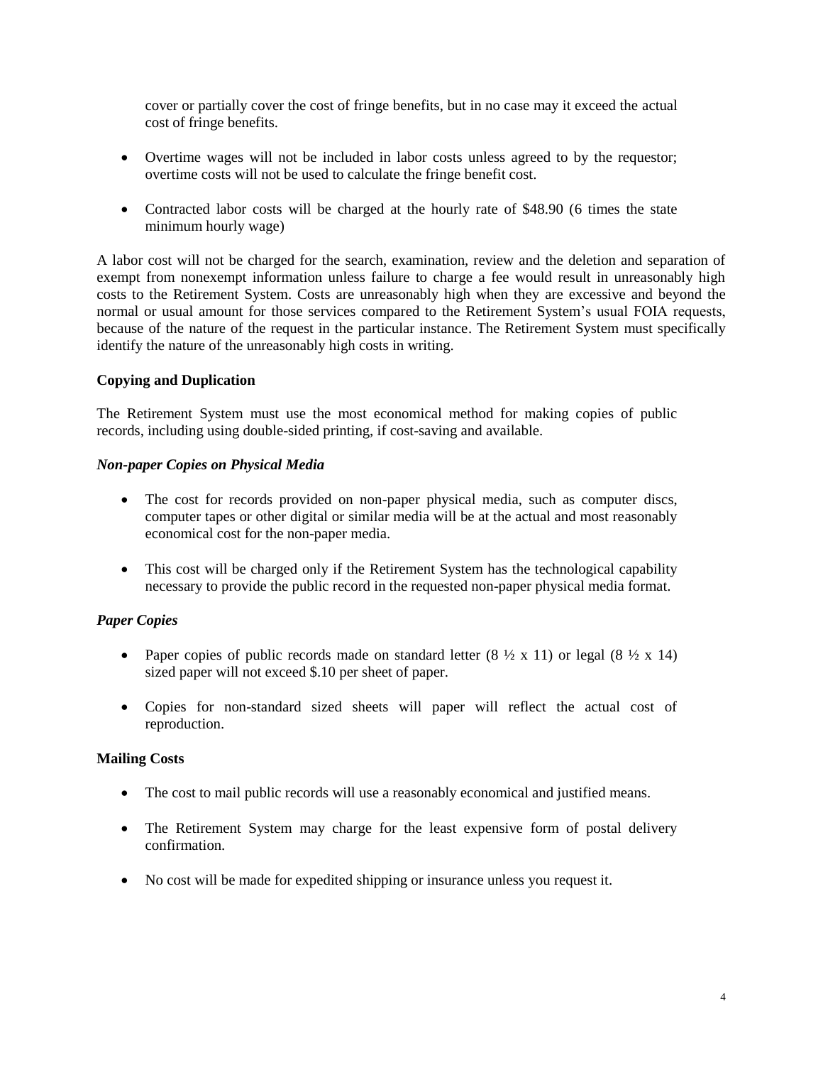cover or partially cover the cost of fringe benefits, but in no case may it exceed the actual cost of fringe benefits.

- Overtime wages will not be included in labor costs unless agreed to by the requestor; overtime costs will not be used to calculate the fringe benefit cost.
- Contracted labor costs will be charged at the hourly rate of $48.90 (6 times the state minimum hourly wage)

A labor cost will not be charged for the search, examination, review and the deletion and separation of exempt from nonexempt information unless failure to charge a fee would result in unreasonably high costs to the Retirement System. Costs are unreasonably high when they are excessive and beyond the normal or usual amount for those services compared to the Retirement System's usual FOIA requests, because of the nature of the request in the particular instance. The Retirement System must specifically identify the nature of the unreasonably high costs in writing.

**Copying and Duplication**

The Retirement System must use the most economical method for making copies of public records, including using double-sided printing, if cost-saving and available.

***Non-paper Copies on Physical Media***

- The cost for records provided on non-paper physical media, such as computer discs, computer tapes or other digital or similar media will be at the actual and most reasonably economical cost for the non-paper media.
- This cost will be charged only if the Retirement System has the technological capability necessary to provide the public record in the requested non-paper physical media format.

***Paper Copies***

- Paper copies of public records made on standard letter (8 ½ x 11) or legal (8 ½ x 14) sized paper will not exceed $.10 per sheet of paper.
- Copies for non-standard sized sheets will paper will reflect the actual cost of reproduction.

**Mailing Costs**

- The cost to mail public records will use a reasonably economical and justified means.
- The Retirement System may charge for the least expensive form of postal delivery confirmation.
- No cost will be made for expedited shipping or insurance unless you request it.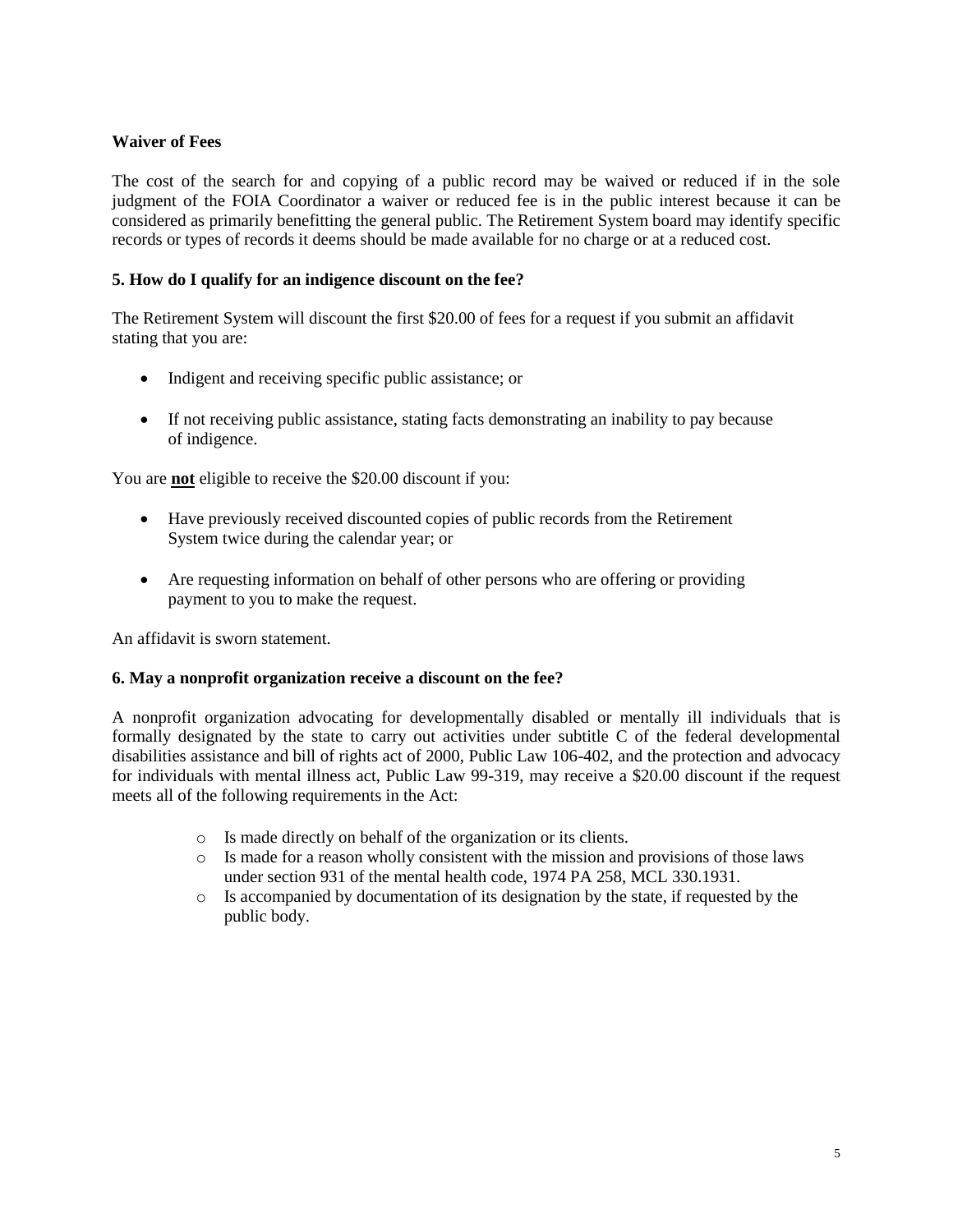**Waiver of Fees**

The cost of the search for and copying of a public record may be waived or reduced if in the sole judgment of the FOIA Coordinator a waiver or reduced fee is in the public interest because it can be considered as primarily benefitting the general public. The Retirement System board may identify specific records or types of records it deems should be made available for no charge or at a reduced cost.

**5. How do I qualify for an indigence discount on the fee?**

The Retirement System will discount the first $20.00 of fees for a request if you submit an affidavit stating that you are:

- Indigent and receiving specific public assistance; or
- If not receiving public assistance, stating facts demonstrating an inability to pay because of indigence.

You are **not** eligible to receive the $20.00 discount if you:

- Have previously received discounted copies of public records from the Retirement System twice during the calendar year; or
- Are requesting information on behalf of other persons who are offering or providing payment to you to make the request.

An affidavit is sworn statement.

**6. May a nonprofit organization receive a discount on the fee?**

A nonprofit organization advocating for developmentally disabled or mentally ill individuals that is formally designated by the state to carry out activities under subtitle C of the federal developmental disabilities assistance and bill of rights act of 2000, Public Law 106-402, and the protection and advocacy for individuals with mental illness act, Public Law 99-319, may receive a $20.00 discount if the request meets all of the following requirements in the Act:

- Is made directly on behalf of the organization or its clients.
- Is made for a reason wholly consistent with the mission and provisions of those laws under section 931 of the mental health code, 1974 PA 258, MCL 330.1931.
- Is accompanied by documentation of its designation by the state, if requested by the public body.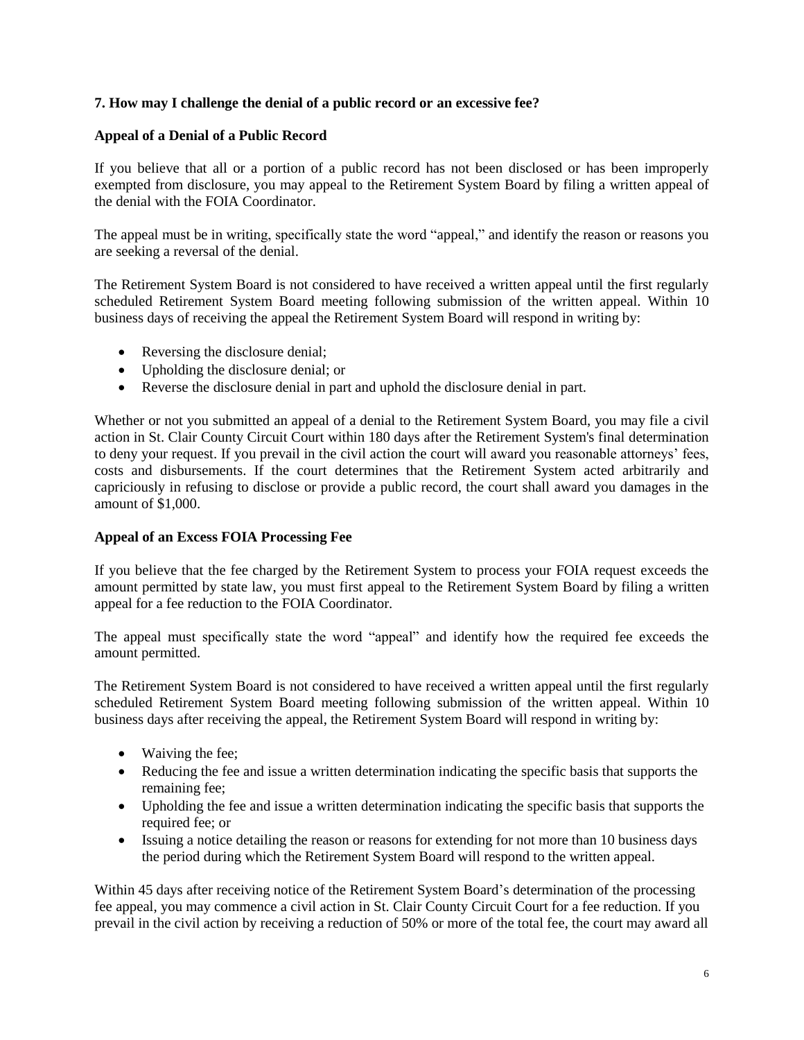**7. How may I challenge the denial of a public record or an excessive fee?**

**Appeal of a Denial of a Public Record**

If you believe that all or a portion of a public record has not been disclosed or has been improperly exempted from disclosure, you may appeal to the Retirement System Board by filing a written appeal of the denial with the FOIA Coordinator.

The appeal must be in writing, specifically state the word "appeal," and identify the reason or reasons you are seeking a reversal of the denial.

The Retirement System Board is not considered to have received a written appeal until the first regularly scheduled Retirement System Board meeting following submission of the written appeal. Within 10 business days of receiving the appeal the Retirement System Board will respond in writing by:

- Reversing the disclosure denial;
- Upholding the disclosure denial; or
- Reverse the disclosure denial in part and uphold the disclosure denial in part.

Whether or not you submitted an appeal of a denial to the Retirement System Board, you may file a civil action in St. Clair County Circuit Court within 180 days after the Retirement System's final determination to deny your request. If you prevail in the civil action the court will award you reasonable attorneys' fees, costs and disbursements. If the court determines that the Retirement System acted arbitrarily and capriciously in refusing to disclose or provide a public record, the court shall award you damages in the amount of $1,000.

**Appeal of an Excess FOIA Processing Fee**

If you believe that the fee charged by the Retirement System to process your FOIA request exceeds the amount permitted by state law, you must first appeal to the Retirement System Board by filing a written appeal for a fee reduction to the FOIA Coordinator.

The appeal must specifically state the word "appeal" and identify how the required fee exceeds the amount permitted.

The Retirement System Board is not considered to have received a written appeal until the first regularly scheduled Retirement System Board meeting following submission of the written appeal. Within 10 business days after receiving the appeal, the Retirement System Board will respond in writing by:

- Waiving the fee;
- Reducing the fee and issue a written determination indicating the specific basis that supports the remaining fee;
- Upholding the fee and issue a written determination indicating the specific basis that supports the required fee; or
- Issuing a notice detailing the reason or reasons for extending for not more than 10 business days the period during which the Retirement System Board will respond to the written appeal.

Within 45 days after receiving notice of the Retirement System Board's determination of the processing fee appeal, you may commence a civil action in St. Clair County Circuit Court for a fee reduction. If you prevail in the civil action by receiving a reduction of 50% or more of the total fee, the court may award all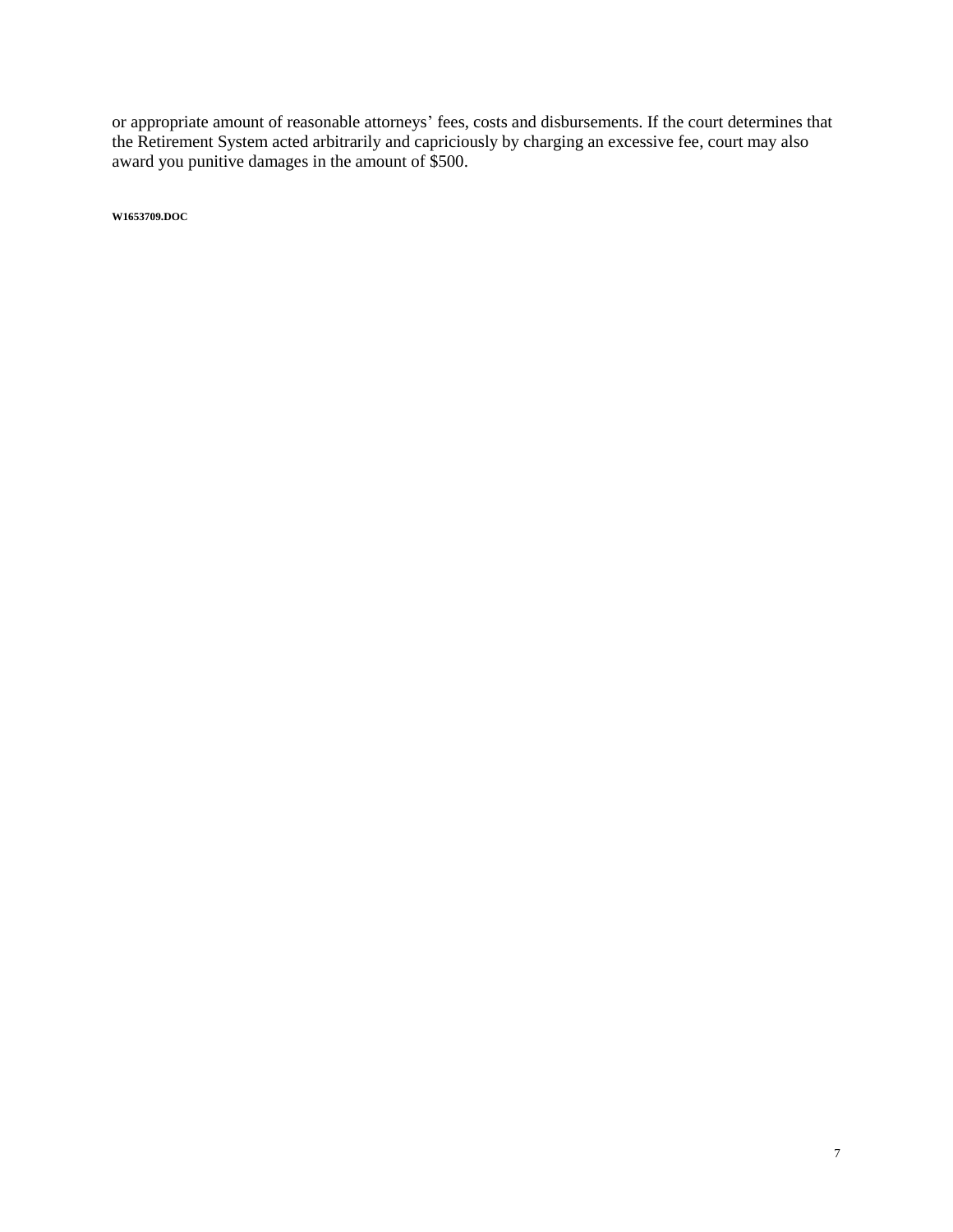or appropriate amount of reasonable attorneys' fees, costs and disbursements. If the court determines that the Retirement System acted arbitrarily and capriciously by charging an excessive fee, court may also award you punitive damages in the amount of $500.

**W1653709.DOC**